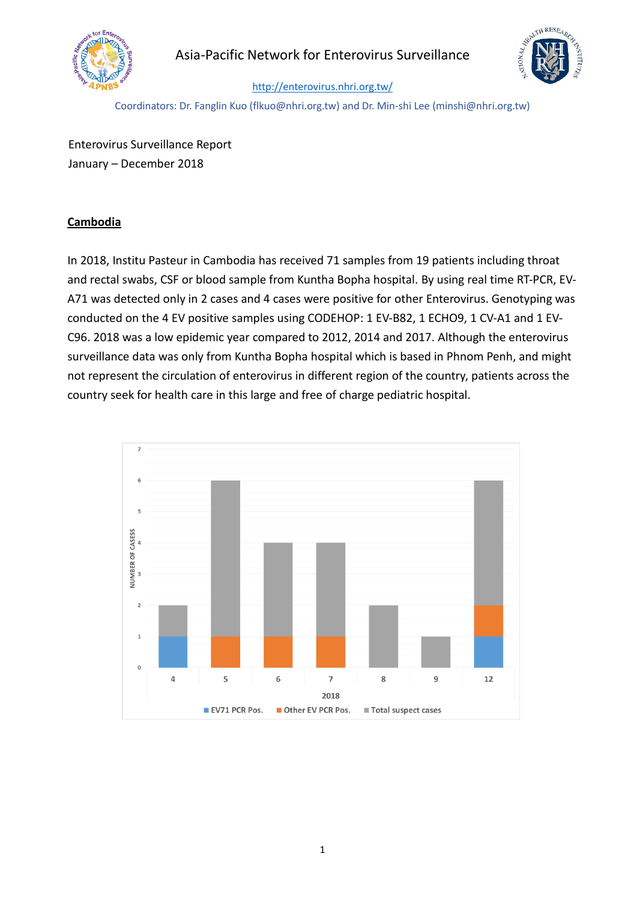Asia-Pacific Network for Enterovirus Surveillance

http://enterovirus.nhri.org.tw/

Coordinators: Dr. Fanglin Kuo (flkuo@nhri.org.tw) and Dr. Min-shi Lee (minshi@nhri.org.tw)

Enterovirus Surveillance Report
January – December 2018

## Cambodia

In 2018, Institu Pasteur in Cambodia has received 71 samples from 19 patients including throat and rectal swabs, CSF or blood sample from Kuntha Bopha hospital. By using real time RT-PCR, EV-A71 was detected only in 2 cases and 4 cases were positive for other Enterovirus. Genotyping was conducted on the 4 EV positive samples using CODEHOP: 1 EV-B82, 1 ECHO9, 1 CV-A1 and 1 EV-C96. 2018 was a low epidemic year compared to 2012, 2014 and 2017. Although the enterovirus surveillance data was only from Kuntha Bopha hospital which is based in Phnom Penh, and might not represent the circulation of enterovirus in different region of the country, patients across the country seek for health care in this large and free of charge pediatric hospital.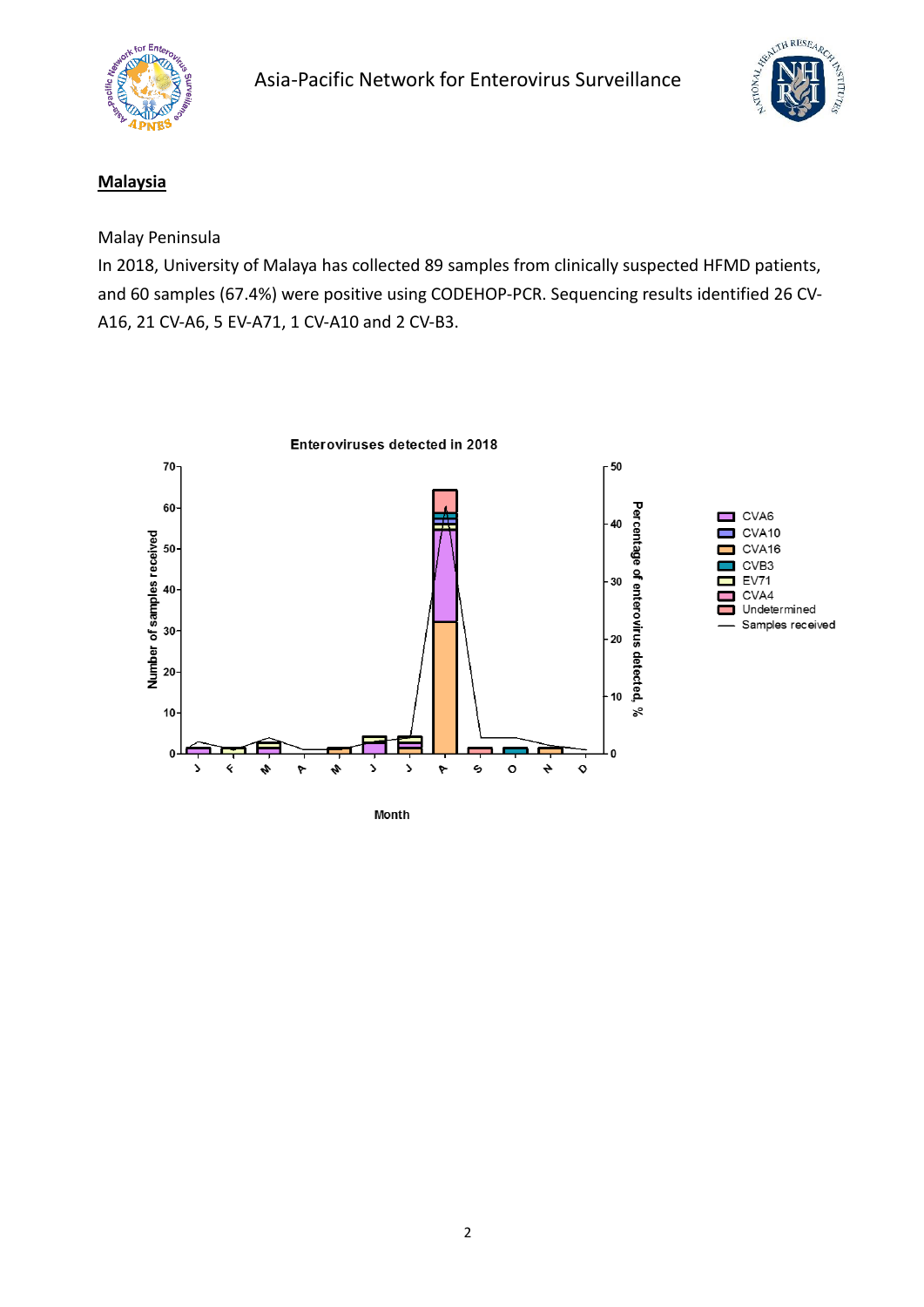## Malaysia

Malay Peninsula

In 2018, University of Malaya has collected 89 samples from clinically suspected HFMD patients, and 60 samples (67.4%) were positive using CODEHOP-PCR. Sequencing results identified 26 CV-A16, 21 CV-A6, 5 EV-A71, 1 CV-A10 and 2 CV-B3.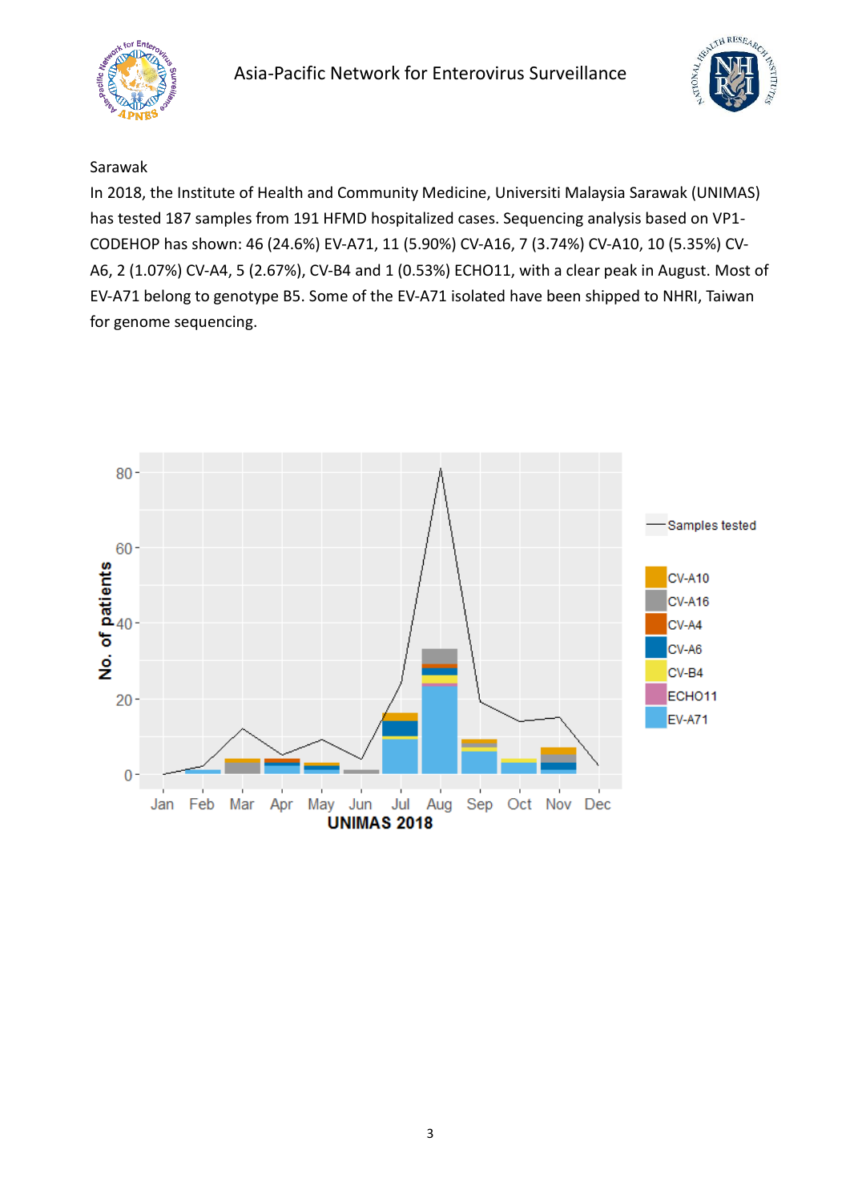Sarawak

In 2018, the Institute of Health and Community Medicine, Universiti Malaysia Sarawak (UNIMAS) has tested 187 samples from 191 HFMD hospitalized cases. Sequencing analysis based on VP1-CODEHOP has shown: 46 (24.6%) EV-A71, 11 (5.90%) CV-A16, 7 (3.74%) CV-A10, 10 (5.35%) CV-A6, 2 (1.07%) CV-A4, 5 (2.67%), CV-B4 and 1 (0.53%) ECHO11, with a clear peak in August. Most of EV-A71 belong to genotype B5. Some of the EV-A71 isolated have been shipped to NHRI, Taiwan for genome sequencing.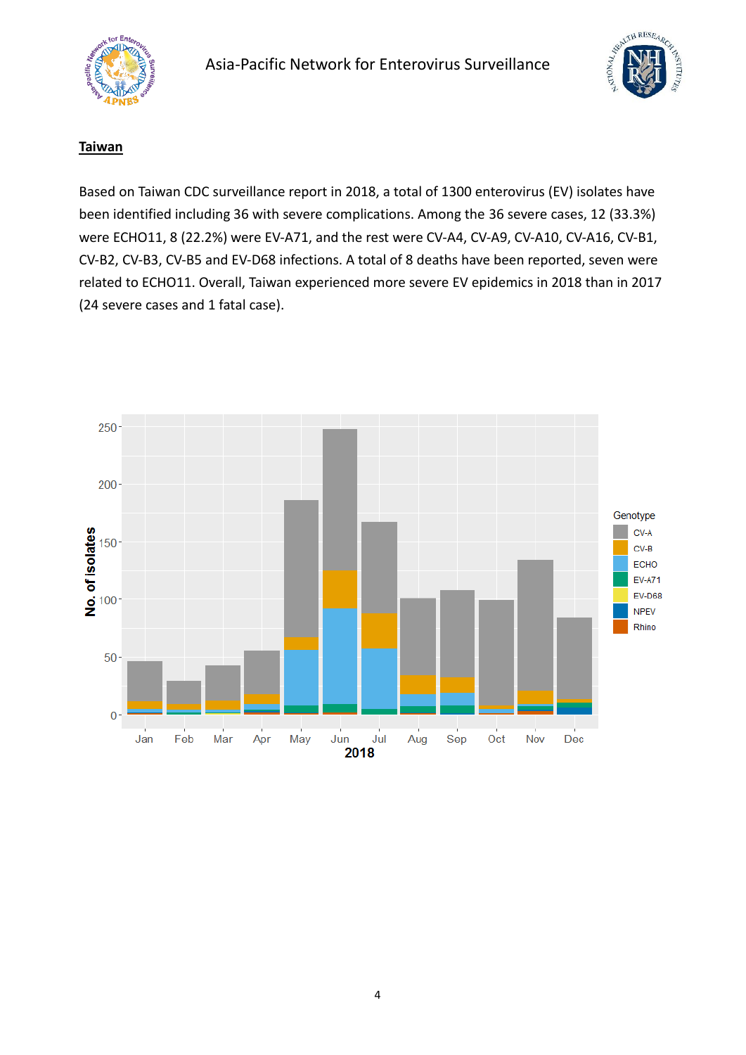## Taiwan

Based on Taiwan CDC surveillance report in 2018, a total of 1300 enterovirus (EV) isolates have been identified including 36 with severe complications. Among the 36 severe cases, 12 (33.3%) were ECHO11, 8 (22.2%) were EV-A71, and the rest were CV-A4, CV-A9, CV-A10, CV-A16, CV-B1, CV-B2, CV-B3, CV-B5 and EV-D68 infections. A total of 8 deaths have been reported, seven were related to ECHO11. Overall, Taiwan experienced more severe EV epidemics in 2018 than in 2017 (24 severe cases and 1 fatal case).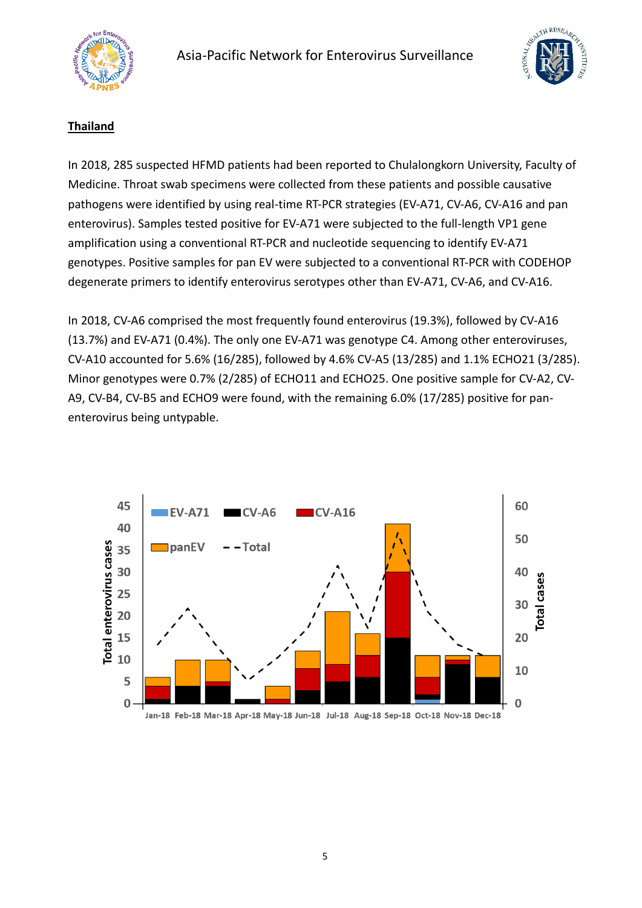## Thailand

In 2018, 285 suspected HFMD patients had been reported to Chulalongkorn University, Faculty of Medicine. Throat swab specimens were collected from these patients and possible causative pathogens were identified by using real-time RT-PCR strategies (EV-A71, CV-A6, CV-A16 and pan enterovirus). Samples tested positive for EV-A71 were subjected to the full-length VP1 gene amplification using a conventional RT-PCR and nucleotide sequencing to identify EV-A71 genotypes. Positive samples for pan EV were subjected to a conventional RT-PCR with CODEHOP degenerate primers to identify enterovirus serotypes other than EV-A71, CV-A6, and CV-A16.

In 2018, CV-A6 comprised the most frequently found enterovirus (19.3%), followed by CV-A16 (13.7%) and EV-A71 (0.4%). The only one EV-A71 was genotype C4. Among other enteroviruses, CV-A10 accounted for 5.6% (16/285), followed by 4.6% CV-A5 (13/285) and 1.1% ECHO21 (3/285). Minor genotypes were 0.7% (2/285) of ECHO11 and ECHO25. One positive sample for CV-A2, CV-A9, CV-B4, CV-B5 and ECHO9 were found, with the remaining 6.0% (17/285) positive for pan-enterovirus being untypable.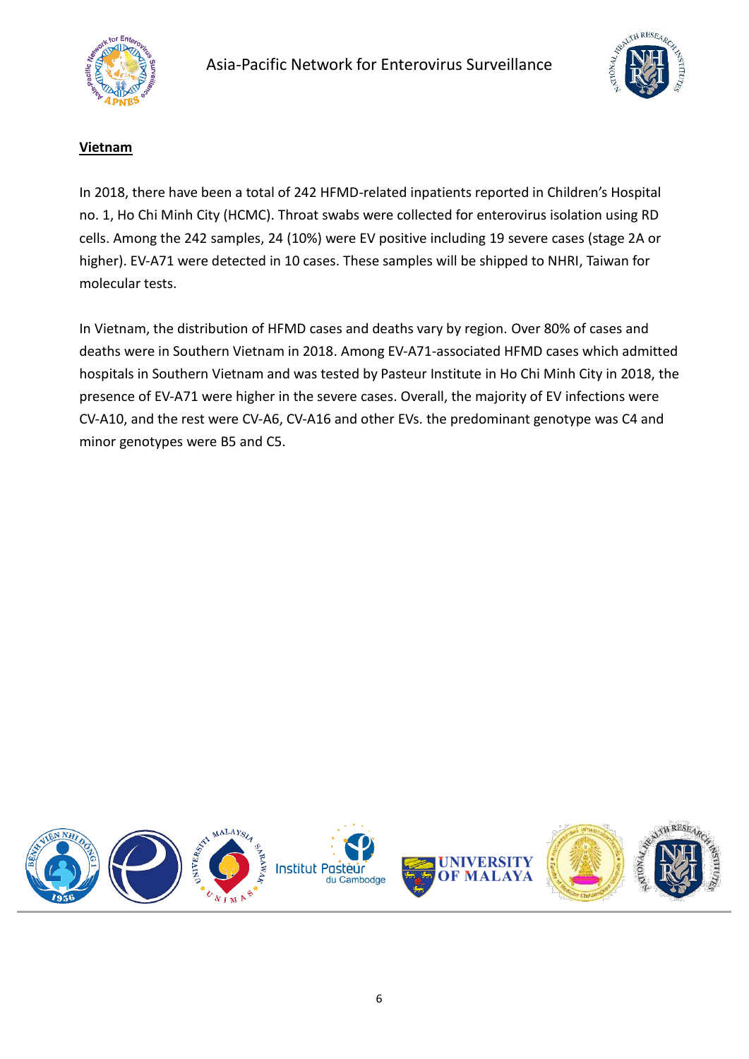## Vietnam

In 2018, there have been a total of 242 HFMD-related inpatients reported in Children's Hospital no. 1, Ho Chi Minh City (HCMC). Throat swabs were collected for enterovirus isolation using RD cells. Among the 242 samples, 24 (10%) were EV positive including 19 severe cases (stage 2A or higher). EV-A71 were detected in 10 cases. These samples will be shipped to NHRI, Taiwan for molecular tests.

In Vietnam, the distribution of HFMD cases and deaths vary by region. Over 80% of cases and deaths were in Southern Vietnam in 2018. Among EV-A71-associated HFMD cases which admitted hospitals in Southern Vietnam and was tested by Pasteur Institute in Ho Chi Minh City in 2018, the presence of EV-A71 were higher in the severe cases. Overall, the majority of EV infections were CV-A10, and the rest were CV-A6, CV-A16 and other EVs. the predominant genotype was C4 and minor genotypes were B5 and C5.